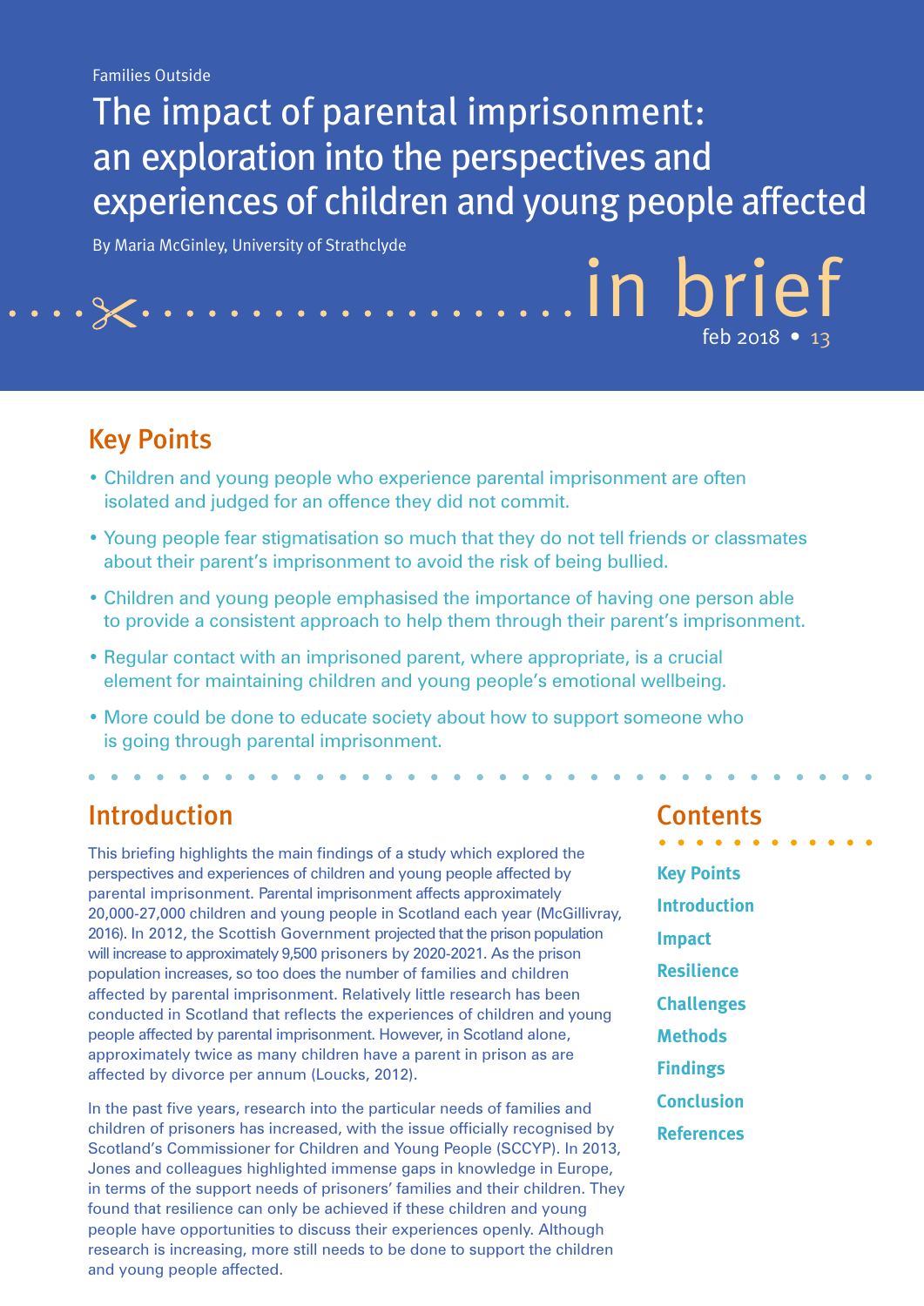Families Outside

# The impact of parental imprisonment: an exploration into the perspectives and experiences of children and young people affected

By Maria McGinley, University of Strathclyde

in brief

feb 2018 • 13

## Key Points

- Children and young people who experience parental imprisonment are often isolated and judged for an offence they did not commit.
- Young people fear stigmatisation so much that they do not tell friends or classmates about their parent's imprisonment to avoid the risk of being bullied.
- Children and young people emphasised the importance of having one person able to provide a consistent approach to help them through their parent's imprisonment.
- Regular contact with an imprisoned parent, where appropriate, is a crucial element for maintaining children and young people's emotional wellbeing.
- More could be done to educate society about how to support someone who is going through parental imprisonment.

## Introduction

This briefing highlights the main findings of a study which explored the perspectives and experiences of children and young people affected by parental imprisonment. Parental imprisonment affects approximately 20,000-27,000 children and young people in Scotland each year (McGillivray, 2016). In 2012, the Scottish Government projected that the prison population will increase to approximately 9,500 prisoners by 2020-2021. As the prison population increases, so too does the number of families and children affected by parental imprisonment. Relatively little research has been conducted in Scotland that reflects the experiences of children and young people affected by parental imprisonment. However, in Scotland alone, approximately twice as many children have a parent in prison as are affected by divorce per annum (Loucks, 2012).

In the past five years, research into the particular needs of families and children of prisoners has increased, with the issue officially recognised by Scotland's Commissioner for Children and Young People (SCCYP). In 2013, Jones and colleagues highlighted immense gaps in knowledge in Europe, in terms of the support needs of prisoners' families and their children. They found that resilience can only be achieved if these children and young people have opportunities to discuss their experiences openly. Although research is increasing, more still needs to be done to support the children and young people affected.

## Contents

- Key Points
- Introduction
- Impact
- Resilience
- Challenges
- Methods
- Findings
- Conclusion
- References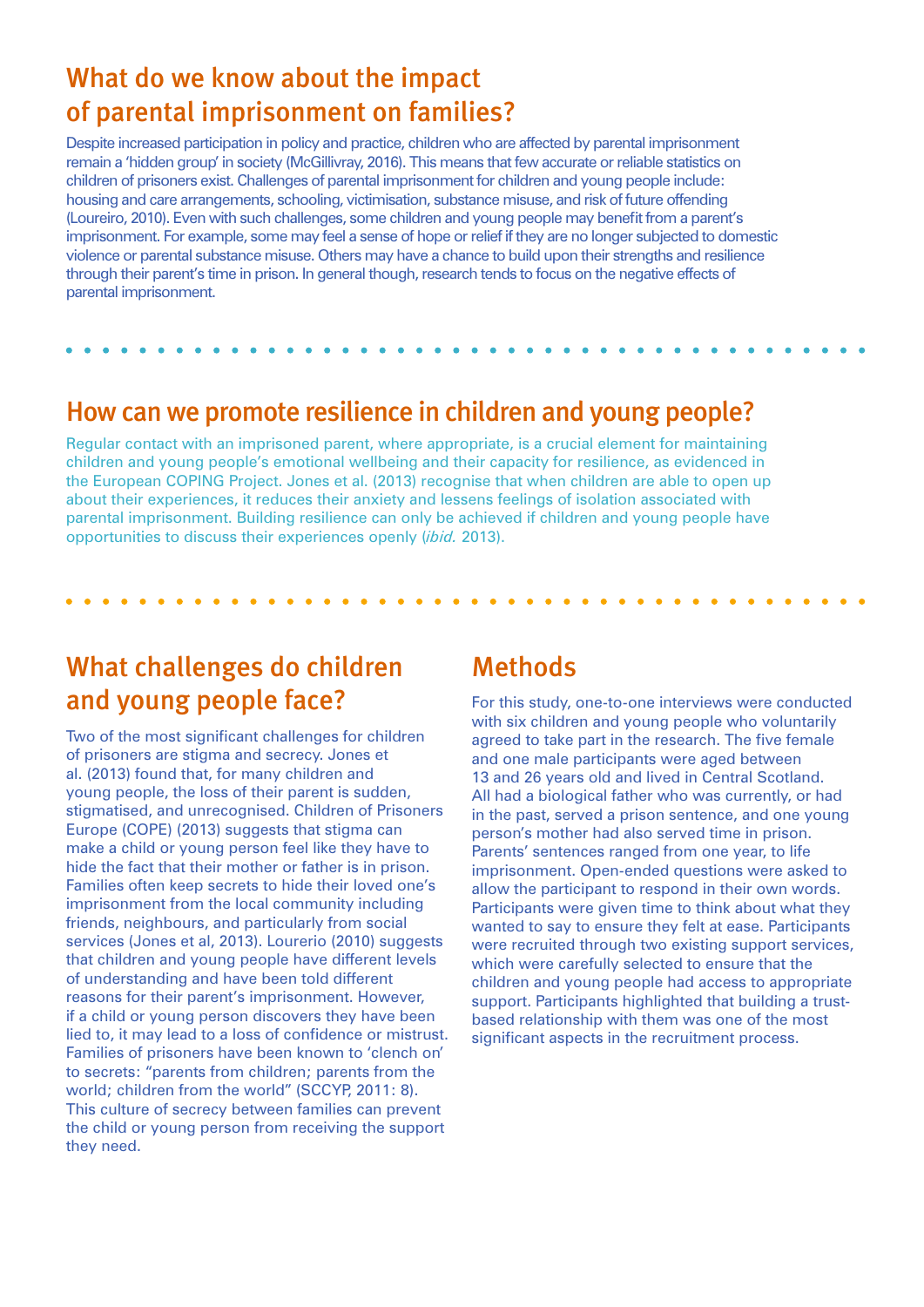## What do we know about the impact of parental imprisonment on families?

Despite increased participation in policy and practice, children who are affected by parental imprisonment remain a 'hidden group' in society (McGillivray, 2016). This means that few accurate or reliable statistics on children of prisoners exist. Challenges of parental imprisonment for children and young people include: housing and care arrangements, schooling, victimisation, substance misuse, and risk of future offending (Loureiro, 2010). Even with such challenges, some children and young people may benefit from a parent's imprisonment. For example, some may feel a sense of hope or relief if they are no longer subjected to domestic violence or parental substance misuse. Others may have a chance to build upon their strengths and resilience through their parent's time in prison. In general though, research tends to focus on the negative effects of parental imprisonment.

## How can we promote resilience in children and young people?

Regular contact with an imprisoned parent, where appropriate, is a crucial element for maintaining children and young people's emotional wellbeing and their capacity for resilience, as evidenced in the European COPING Project. Jones et al. (2013) recognise that when children are able to open up about their experiences, it reduces their anxiety and lessens feelings of isolation associated with parental imprisonment. Building resilience can only be achieved if children and young people have opportunities to discuss their experiences openly (*ibid.* 2013).

## What challenges do children and young people face?

Two of the most significant challenges for children of prisoners are stigma and secrecy. Jones et al. (2013) found that, for many children and young people, the loss of their parent is sudden, stigmatised, and unrecognised. Children of Prisoners Europe (COPE) (2013) suggests that stigma can make a child or young person feel like they have to hide the fact that their mother or father is in prison. Families often keep secrets to hide their loved one's imprisonment from the local community including friends, neighbours, and particularly from social services (Jones et al, 2013). Lourerio (2010) suggests that children and young people have different levels of understanding and have been told different reasons for their parent's imprisonment. However, if a child or young person discovers they have been lied to, it may lead to a loss of confidence or mistrust. Families of prisoners have been known to 'clench on' to secrets: "parents from children; parents from the world; children from the world" (SCCYP, 2011: 8). This culture of secrecy between families can prevent the child or young person from receiving the support they need.

## Methods

For this study, one-to-one interviews were conducted with six children and young people who voluntarily agreed to take part in the research. The five female and one male participants were aged between 13 and 26 years old and lived in Central Scotland. All had a biological father who was currently, or had in the past, served a prison sentence, and one young person's mother had also served time in prison. Parents' sentences ranged from one year, to life imprisonment. Open-ended questions were asked to allow the participant to respond in their own words. Participants were given time to think about what they wanted to say to ensure they felt at ease. Participants were recruited through two existing support services, which were carefully selected to ensure that the children and young people had access to appropriate support. Participants highlighted that building a trust-based relationship with them was one of the most significant aspects in the recruitment process.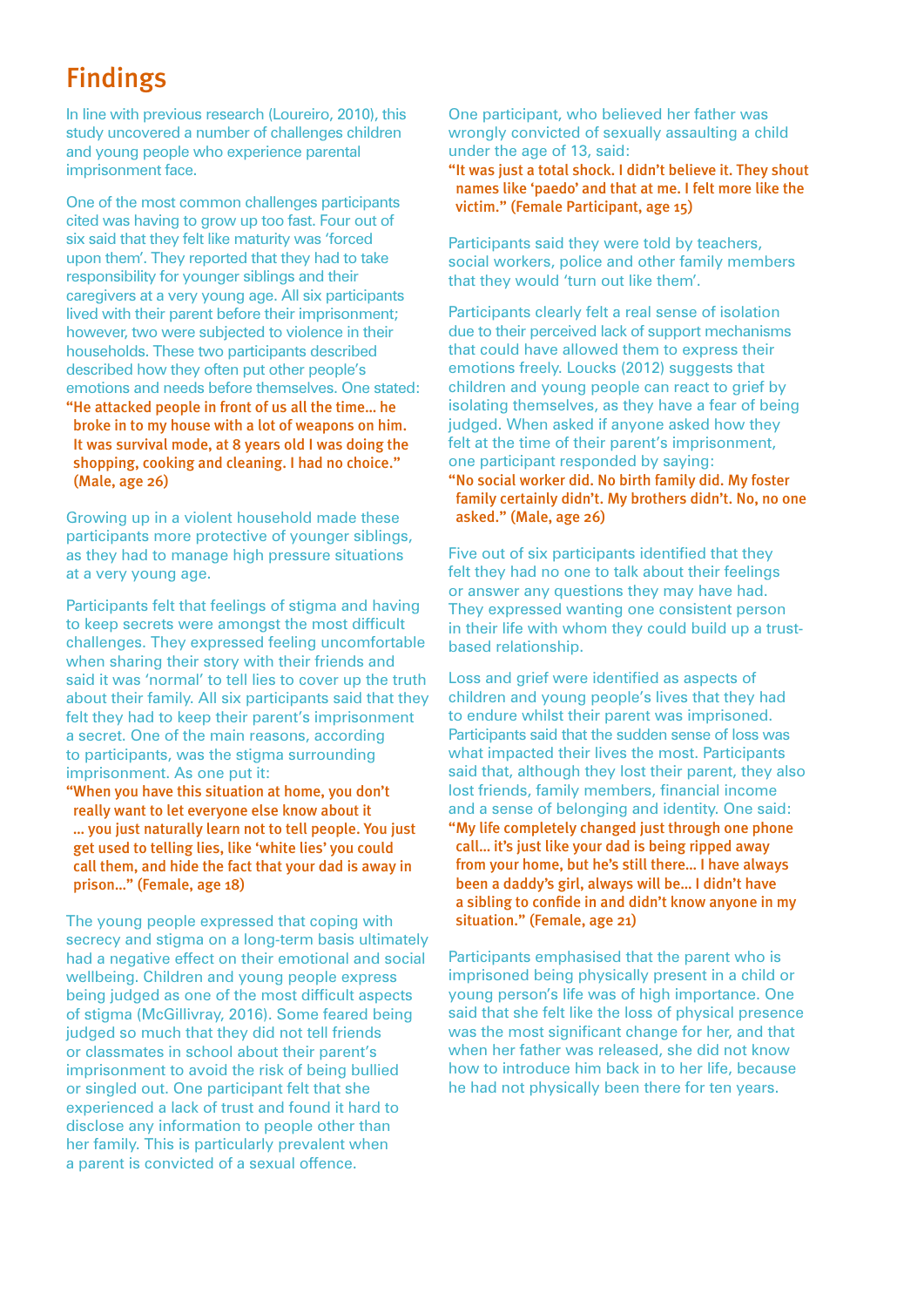## Findings

In line with previous research (Loureiro, 2010), this study uncovered a number of challenges children and young people who experience parental imprisonment face.

One of the most common challenges participants cited was having to grow up too fast. Four out of six said that they felt like maturity was 'forced upon them'. They reported that they had to take responsibility for younger siblings and their caregivers at a very young age. All six participants lived with their parent before their imprisonment; however, two were subjected to violence in their households. These two participants described described how they often put other people's emotions and needs before themselves. One stated:

> "He attacked people in front of us all the time... he broke in to my house with a lot of weapons on him. It was survival mode, at 8 years old I was doing the shopping, cooking and cleaning. I had no choice." (Male, age 26)

Growing up in a violent household made these participants more protective of younger siblings, as they had to manage high pressure situations at a very young age.

Participants felt that feelings of stigma and having to keep secrets were amongst the most difficult challenges. They expressed feeling uncomfortable when sharing their story with their friends and said it was 'normal' to tell lies to cover up the truth about their family. All six participants said that they felt they had to keep their parent's imprisonment a secret. One of the main reasons, according to participants, was the stigma surrounding imprisonment. As one put it:

> "When you have this situation at home, you don't really want to let everyone else know about it ... you just naturally learn not to tell people. You just get used to telling lies, like 'white lies' you could call them, and hide the fact that your dad is away in prison..." (Female, age 18)

The young people expressed that coping with secrecy and stigma on a long-term basis ultimately had a negative effect on their emotional and social wellbeing. Children and young people express being judged as one of the most difficult aspects of stigma (McGillivray, 2016). Some feared being judged so much that they did not tell friends or classmates in school about their parent's imprisonment to avoid the risk of being bullied or singled out. One participant felt that she experienced a lack of trust and found it hard to disclose any information to people other than her family. This is particularly prevalent when a parent is convicted of a sexual offence.

One participant, who believed her father was wrongly convicted of sexually assaulting a child under the age of 13, said:

> "It was just a total shock. I didn't believe it. They shout names like 'paedo' and that at me. I felt more like the victim." (Female Participant, age 15)

Participants said they were told by teachers, social workers, police and other family members that they would 'turn out like them'.

Participants clearly felt a real sense of isolation due to their perceived lack of support mechanisms that could have allowed them to express their emotions freely. Loucks (2012) suggests that children and young people can react to grief by isolating themselves, as they have a fear of being judged. When asked if anyone asked how they felt at the time of their parent's imprisonment, one participant responded by saying:

> "No social worker did. No birth family did. My foster family certainly didn't. My brothers didn't. No, no one asked." (Male, age 26)

Five out of six participants identified that they felt they had no one to talk about their feelings or answer any questions they may have had. They expressed wanting one consistent person in their life with whom they could build up a trust-based relationship.

Loss and grief were identified as aspects of children and young people's lives that they had to endure whilst their parent was imprisoned. Participants said that the sudden sense of loss was what impacted their lives the most. Participants said that, although they lost their parent, they also lost friends, family members, financial income and a sense of belonging and identity. One said:

> "My life completely changed just through one phone call... it's just like your dad is being ripped away from your home, but he's still there... I have always been a daddy's girl, always will be... I didn't have a sibling to confide in and didn't know anyone in my situation." (Female, age 21)

Participants emphasised that the parent who is imprisoned being physically present in a child or young person's life was of high importance. One said that she felt like the loss of physical presence was the most significant change for her, and that when her father was released, she did not know how to introduce him back in to her life, because he had not physically been there for ten years.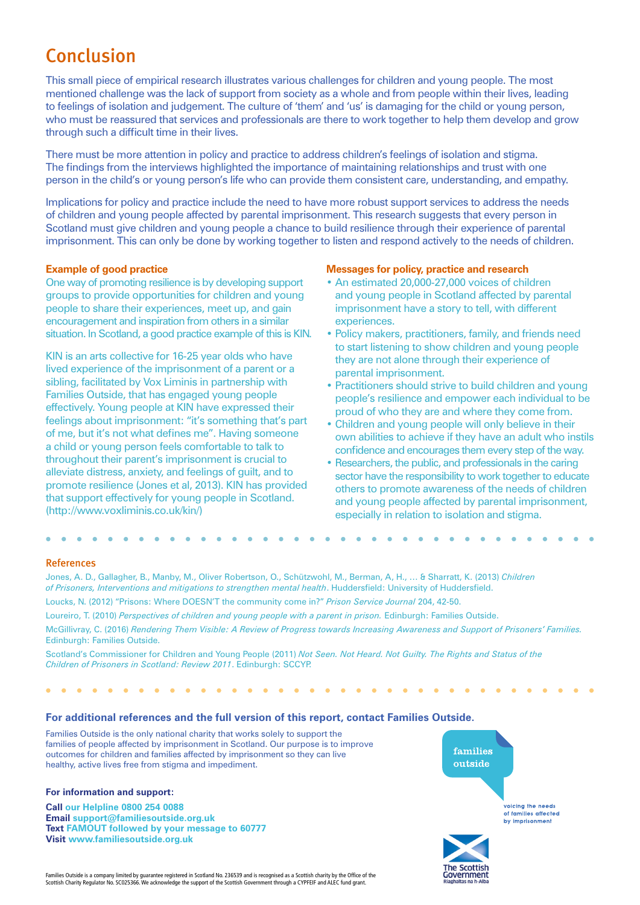# Conclusion

This small piece of empirical research illustrates various challenges for children and young people. The most mentioned challenge was the lack of support from society as a whole and from people within their lives, leading to feelings of isolation and judgement. The culture of 'them' and 'us' is damaging for the child or young person, who must be reassured that services and professionals are there to work together to help them develop and grow through such a difficult time in their lives.

There must be more attention in policy and practice to address children's feelings of isolation and stigma. The findings from the interviews highlighted the importance of maintaining relationships and trust with one person in the child's or young person's life who can provide them consistent care, understanding, and empathy.

Implications for policy and practice include the need to have more robust support services to address the needs of children and young people affected by parental imprisonment. This research suggests that every person in Scotland must give children and young people a chance to build resilience through their experience of parental imprisonment. This can only be done by working together to listen and respond actively to the needs of children.

### Example of good practice

One way of promoting resilience is by developing support groups to provide opportunities for children and young people to share their experiences, meet up, and gain encouragement and inspiration from others in a similar situation. In Scotland, a good practice example of this is KIN.

KIN is an arts collective for 16-25 year olds who have lived experience of the imprisonment of a parent or a sibling, facilitated by Vox Liminis in partnership with Families Outside, that has engaged young people effectively. Young people at KIN have expressed their feelings about imprisonment: "it's something that's part of me, but it's not what defines me". Having someone a child or young person feels comfortable to talk to throughout their parent's imprisonment is crucial to alleviate distress, anxiety, and feelings of guilt, and to promote resilience (Jones et al, 2013). KIN has provided that support effectively for young people in Scotland. (http://www.voxliminis.co.uk/kin/)

### Messages for policy, practice and research

- An estimated 20,000-27,000 voices of children and young people in Scotland affected by parental imprisonment have a story to tell, with different experiences.
- Policy makers, practitioners, family, and friends need to start listening to show children and young people they are not alone through their experience of parental imprisonment.
- Practitioners should strive to build children and young people's resilience and empower each individual to be proud of who they are and where they come from.
- Children and young people will only believe in their own abilities to achieve if they have an adult who instils confidence and encourages them every step of the way.
- Researchers, the public, and professionals in the caring sector have the responsibility to work together to educate others to promote awareness of the needs of children and young people affected by parental imprisonment, especially in relation to isolation and stigma.

### References

Jones, A. D., Gallagher, B., Manby, M., Oliver Robertson, O., Schützwohl, M., Berman, A, H., … & Sharratt, K. (2013) *Children of Prisoners, Interventions and mitigations to strengthen mental health*. Huddersfield: University of Huddersfield.

Loucks, N. (2012) "Prisons: Where DOESN'T the community come in?" *Prison Service Journal* 204, 42-50.

Loureiro, T. (2010) *Perspectives of children and young people with a parent in prison.* Edinburgh: Families Outside.

McGillivray, C. (2016) *Rendering Them Visible: A Review of Progress towards Increasing Awareness and Support of Prisoners' Families.* Edinburgh: Families Outside.

Scotland's Commissioner for Children and Young People (2011) *Not Seen. Not Heard. Not Guilty. The Rights and Status of the Children of Prisoners in Scotland: Review 2011*. Edinburgh: SCCYP.

**For additional references and the full version of this report, contact Families Outside.**

Families Outside is the only national charity that works solely to support the families of people affected by imprisonment in Scotland. Our purpose is to improve outcomes for children and families affected by imprisonment so they can live healthy, active lives free from stigma and impediment.

**For information and support:**

**Call** our Helpline 0800 254 0088
**Email** support@familiesoutside.org.uk
**Text** FAMOUT followed by your message to 60777
**Visit** www.familiesoutside.org.uk

families outside

voicing the needs of families affected by imprisonment

The Scottish Government
Riaghaltas na h-Alba

Families Outside is a company limited by guarantee registered in Scotland No. 236539 and is recognised as a Scottish charity by the Office of the Scottish Charity Regulator No. SC025366. We acknowledge the support of the Scottish Government through a CYPFEIF and ALEC fund grant.